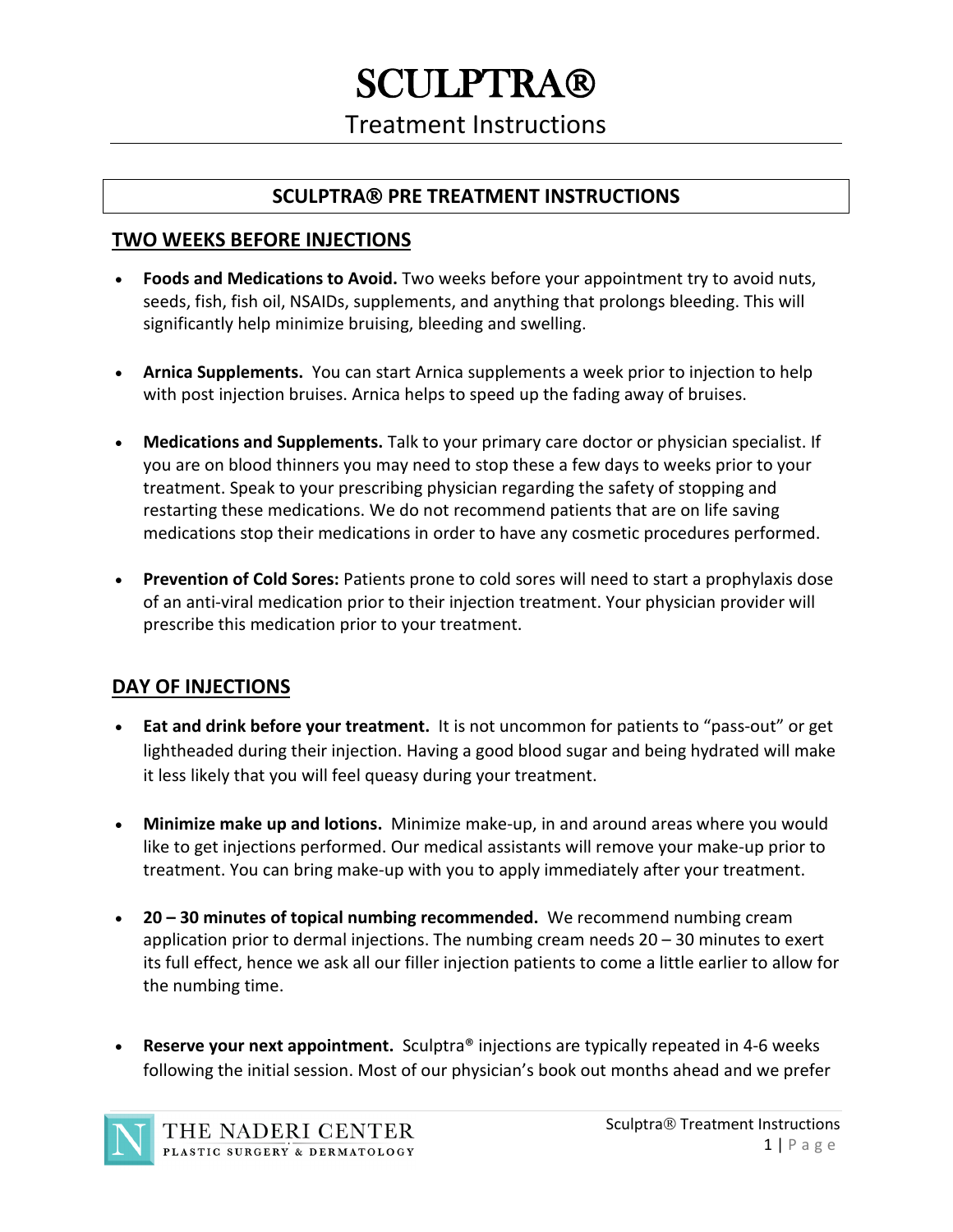# SCULPTRA®

## Treatment Instructions

### SCULPTRA® PRE TREATMENT INSTRUCTIONS

### TWO WEEKS BEFORE INJECTIONS

- **Foods and Medications to Avoid.** Two weeks before your appointment try to avoid nuts, seeds, fish, fish oil, NSAIDs, supplements, and anything that prolongs bleeding. This will significantly help minimize bruising, bleeding and swelling.

- **Arnica Supplements.** You can start Arnica supplements a week prior to injection to help with post injection bruises. Arnica helps to speed up the fading away of bruises.

- **Medications and Supplements.** Talk to your primary care doctor or physician specialist. If you are on blood thinners you may need to stop these a few days to weeks prior to your treatment. Speak to your prescribing physician regarding the safety of stopping and restarting these medications. We do not recommend patients that are on life saving medications stop their medications in order to have any cosmetic procedures performed.

- **Prevention of Cold Sores:** Patients prone to cold sores will need to start a prophylaxis dose of an anti-viral medication prior to their injection treatment. Your physician provider will prescribe this medication prior to your treatment.

### DAY OF INJECTIONS

- **Eat and drink before your treatment.** It is not uncommon for patients to "pass-out" or get lightheaded during their injection. Having a good blood sugar and being hydrated will make it less likely that you will feel queasy during your treatment.

- **Minimize make up and lotions.** Minimize make-up, in and around areas where you would like to get injections performed. Our medical assistants will remove your make-up prior to treatment. You can bring make-up with you to apply immediately after your treatment.

- **20 – 30 minutes of topical numbing recommended.** We recommend numbing cream application prior to dermal injections. The numbing cream needs 20 – 30 minutes to exert its full effect, hence we ask all our filler injection patients to come a little earlier to allow for the numbing time.

- **Reserve your next appointment.** Sculptra® injections are typically repeated in 4-6 weeks following the initial session. Most of our physician's book out months ahead and we prefer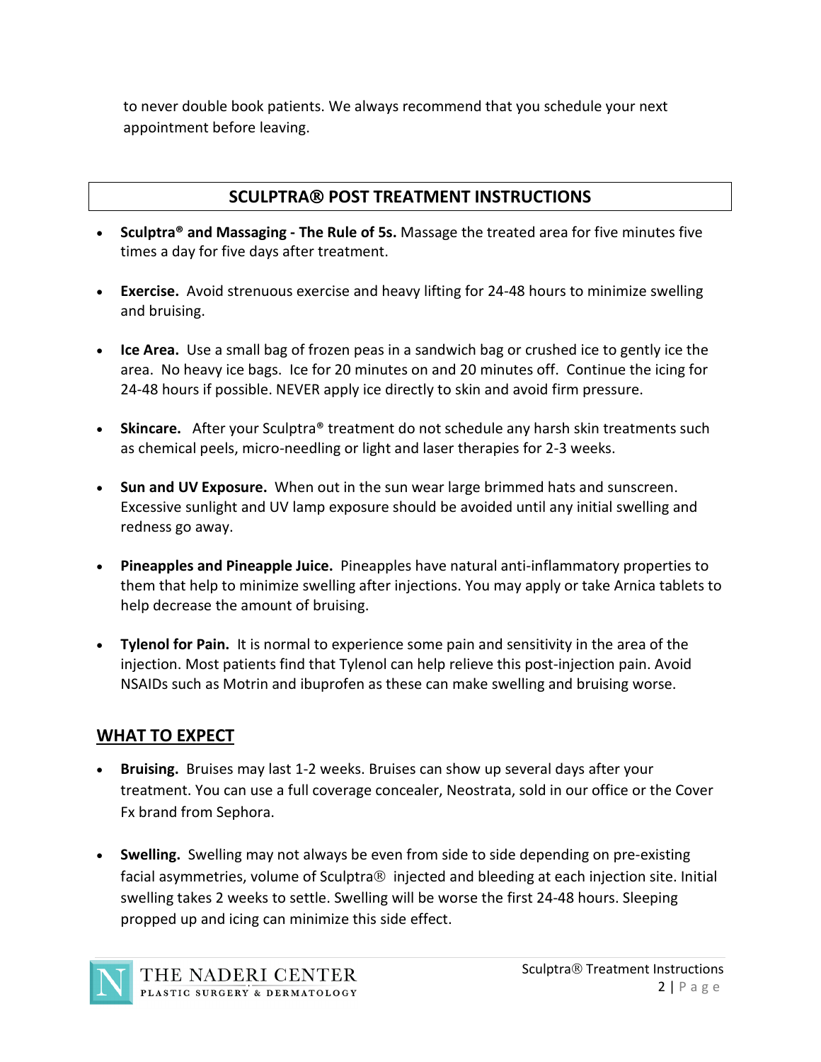to never double book patients. We always recommend that you schedule your next appointment before leaving.

## SCULPTRA® POST TREATMENT INSTRUCTIONS

- **Sculptra® and Massaging - The Rule of 5s.** Massage the treated area for five minutes five times a day for five days after treatment.
- **Exercise.** Avoid strenuous exercise and heavy lifting for 24-48 hours to minimize swelling and bruising.
- **Ice Area.** Use a small bag of frozen peas in a sandwich bag or crushed ice to gently ice the area. No heavy ice bags. Ice for 20 minutes on and 20 minutes off. Continue the icing for 24-48 hours if possible. NEVER apply ice directly to skin and avoid firm pressure.
- **Skincare.** After your Sculptra® treatment do not schedule any harsh skin treatments such as chemical peels, micro-needling or light and laser therapies for 2-3 weeks.
- **Sun and UV Exposure.** When out in the sun wear large brimmed hats and sunscreen. Excessive sunlight and UV lamp exposure should be avoided until any initial swelling and redness go away.
- **Pineapples and Pineapple Juice.** Pineapples have natural anti-inflammatory properties to them that help to minimize swelling after injections. You may apply or take Arnica tablets to help decrease the amount of bruising.
- **Tylenol for Pain.** It is normal to experience some pain and sensitivity in the area of the injection. Most patients find that Tylenol can help relieve this post-injection pain. Avoid NSAIDs such as Motrin and ibuprofen as these can make swelling and bruising worse.

## WHAT TO EXPECT

- **Bruising.** Bruises may last 1-2 weeks. Bruises can show up several days after your treatment. You can use a full coverage concealer, Neostrata, sold in our office or the Cover Fx brand from Sephora.
- **Swelling.** Swelling may not always be even from side to side depending on pre-existing facial asymmetries, volume of Sculptra® injected and bleeding at each injection site. Initial swelling takes 2 weeks to settle. Swelling will be worse the first 24-48 hours. Sleeping propped up and icing can minimize this side effect.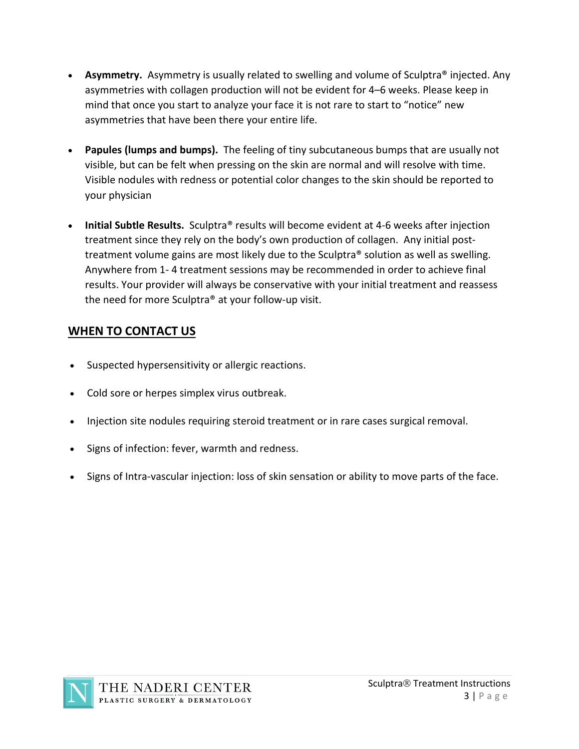- **Asymmetry.** Asymmetry is usually related to swelling and volume of Sculptra® injected. Any asymmetries with collagen production will not be evident for 4–6 weeks. Please keep in mind that once you start to analyze your face it is not rare to start to "notice" new asymmetries that have been there your entire life.

- **Papules (lumps and bumps).** The feeling of tiny subcutaneous bumps that are usually not visible, but can be felt when pressing on the skin are normal and will resolve with time. Visible nodules with redness or potential color changes to the skin should be reported to your physician

- **Initial Subtle Results.** Sculptra® results will become evident at 4-6 weeks after injection treatment since they rely on the body's own production of collagen. Any initial post-treatment volume gains are most likely due to the Sculptra® solution as well as swelling. Anywhere from 1- 4 treatment sessions may be recommended in order to achieve final results. Your provider will always be conservative with your initial treatment and reassess the need for more Sculptra® at your follow-up visit.

## WHEN TO CONTACT US

- Suspected hypersensitivity or allergic reactions.
- Cold sore or herpes simplex virus outbreak.
- Injection site nodules requiring steroid treatment or in rare cases surgical removal.
- Signs of infection: fever, warmth and redness.
- Signs of Intra-vascular injection: loss of skin sensation or ability to move parts of the face.